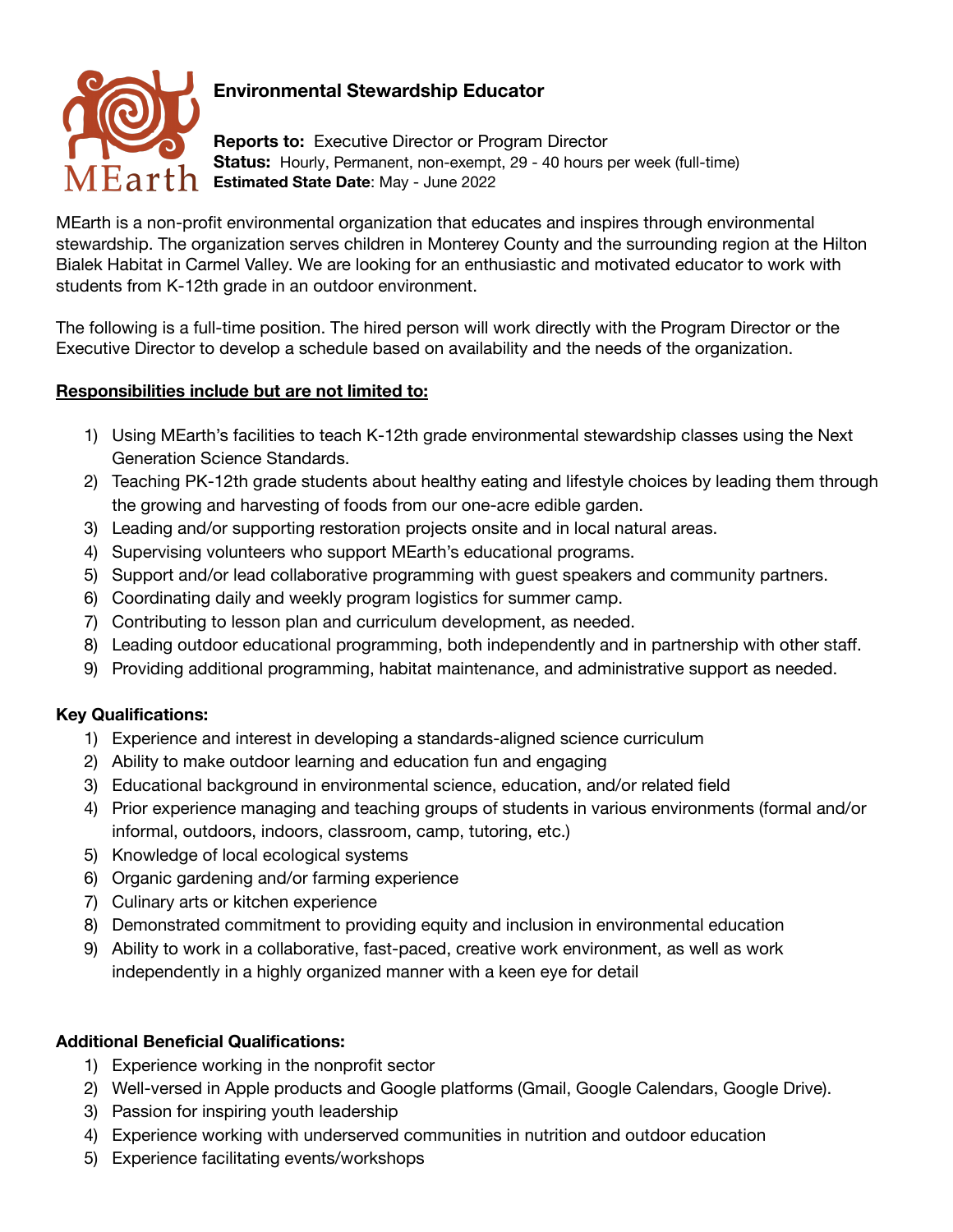MEarth

# Environmental Stewardship Educator

**Reports to:** Executive Director or Program Director
**Status:** Hourly, Permanent, non-exempt, 29 - 40 hours per week (full-time)
**Estimated State Date**: May - June 2022

MEarth is a non-profit environmental organization that educates and inspires through environmental stewardship. The organization serves children in Monterey County and the surrounding region at the Hilton Bialek Habitat in Carmel Valley. We are looking for an enthusiastic and motivated educator to work with students from K-12th grade in an outdoor environment.

The following is a full-time position. The hired person will work directly with the Program Director or the Executive Director to develop a schedule based on availability and the needs of the organization.

**Responsibilities include but are not limited to:**

1) Using MEarth's facilities to teach K-12th grade environmental stewardship classes using the Next Generation Science Standards.
2) Teaching PK-12th grade students about healthy eating and lifestyle choices by leading them through the growing and harvesting of foods from our one-acre edible garden.
3) Leading and/or supporting restoration projects onsite and in local natural areas.
4) Supervising volunteers who support MEarth's educational programs.
5) Support and/or lead collaborative programming with guest speakers and community partners.
6) Coordinating daily and weekly program logistics for summer camp.
7) Contributing to lesson plan and curriculum development, as needed.
8) Leading outdoor educational programming, both independently and in partnership with other staff.
9) Providing additional programming, habitat maintenance, and administrative support as needed.

**Key Qualifications:**

1) Experience and interest in developing a standards-aligned science curriculum
2) Ability to make outdoor learning and education fun and engaging
3) Educational background in environmental science, education, and/or related field
4) Prior experience managing and teaching groups of students in various environments (formal and/or informal, outdoors, indoors, classroom, camp, tutoring, etc.)
5) Knowledge of local ecological systems
6) Organic gardening and/or farming experience
7) Culinary arts or kitchen experience
8) Demonstrated commitment to providing equity and inclusion in environmental education
9) Ability to work in a collaborative, fast-paced, creative work environment, as well as work independently in a highly organized manner with a keen eye for detail

**Additional Beneficial Qualifications:**

1) Experience working in the nonprofit sector
2) Well-versed in Apple products and Google platforms (Gmail, Google Calendars, Google Drive).
3) Passion for inspiring youth leadership
4) Experience working with underserved communities in nutrition and outdoor education
5) Experience facilitating events/workshops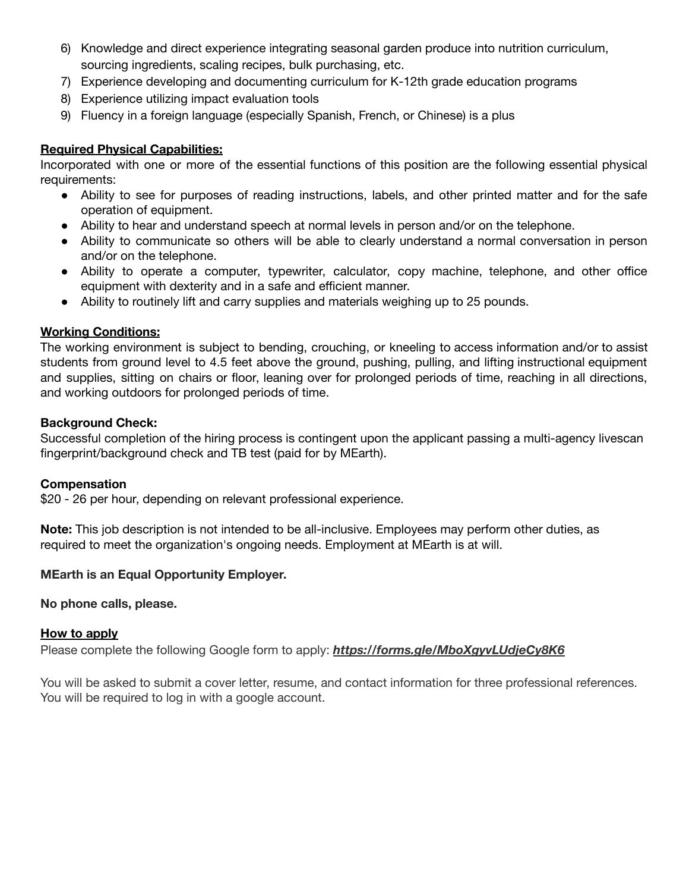6) Knowledge and direct experience integrating seasonal garden produce into nutrition curriculum, sourcing ingredients, scaling recipes, bulk purchasing, etc.
7) Experience developing and documenting curriculum for K-12th grade education programs
8) Experience utilizing impact evaluation tools
9) Fluency in a foreign language (especially Spanish, French, or Chinese) is a plus

**Required Physical Capabilities:**

Incorporated with one or more of the essential functions of this position are the following essential physical requirements:

- Ability to see for purposes of reading instructions, labels, and other printed matter and for the safe operation of equipment.
- Ability to hear and understand speech at normal levels in person and/or on the telephone.
- Ability to communicate so others will be able to clearly understand a normal conversation in person and/or on the telephone.
- Ability to operate a computer, typewriter, calculator, copy machine, telephone, and other office equipment with dexterity and in a safe and efficient manner.
- Ability to routinely lift and carry supplies and materials weighing up to 25 pounds.

**Working Conditions:**

The working environment is subject to bending, crouching, or kneeling to access information and/or to assist students from ground level to 4.5 feet above the ground, pushing, pulling, and lifting instructional equipment and supplies, sitting on chairs or floor, leaning over for prolonged periods of time, reaching in all directions, and working outdoors for prolonged periods of time.

**Background Check:**

Successful completion of the hiring process is contingent upon the applicant passing a multi-agency livescan fingerprint/background check and TB test (paid for by MEarth).

**Compensation**

$20 - 26 per hour, depending on relevant professional experience.

**Note:** This job description is not intended to be all-inclusive. Employees may perform other duties, as required to meet the organization's ongoing needs. Employment at MEarth is at will.

**MEarth is an Equal Opportunity Employer.**

**No phone calls, please.**

**How to apply**

Please complete the following Google form to apply: ***https://forms.gle/MboXgyvLUdjeCy8K6***

You will be asked to submit a cover letter, resume, and contact information for three professional references. You will be required to log in with a google account.